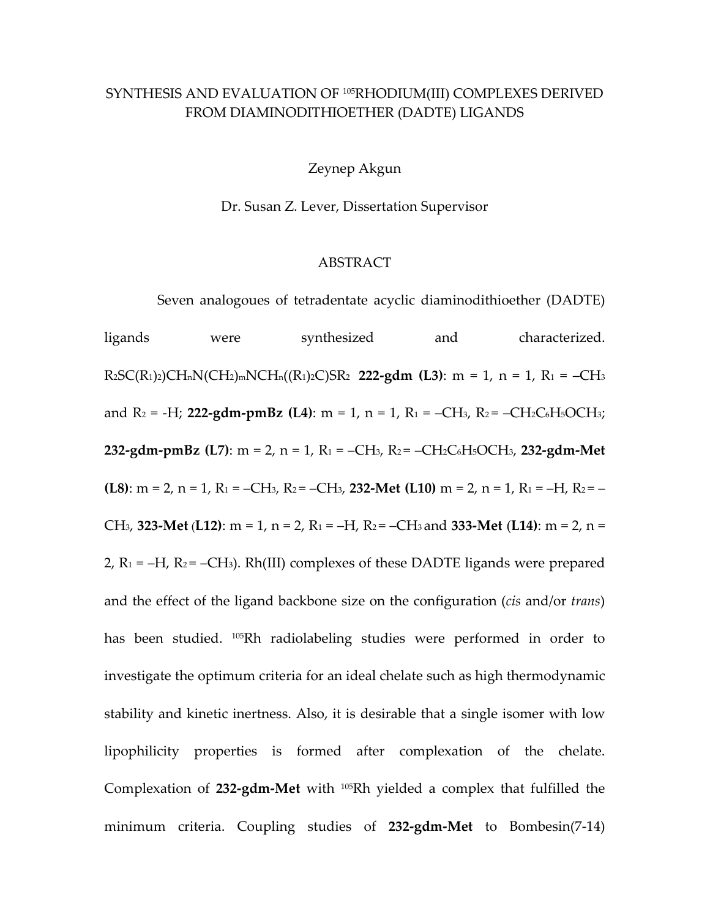SYNTHESIS AND EVALUATION OF [105]RHODIUM(III) COMPLEXES DERIVED FROM DIAMINODITHIOETHER (DADTE) LIGANDS

Zeynep Akgun

Dr. Susan Z. Lever, Dissertation Supervisor

## ABSTRACT

Seven analogoues of tetradentate acyclic diaminodithioether (DADTE) ligands were synthesized and characterized. $R_2SC(R_1)_2)CH_nN(CH_2)_mNCH_n((R_1)_2C)SR_2$ **222-gdm (L3)**: m = 1, n = 1, $R_1$ = –$CH_3$ and $R_2$ = -H; **222-gdm-pmBz (L4)**: m = 1, n = 1, $R_1$ = –$CH_3$, $R_2$ = –$CH_2C_6H_5OCH_3$; **232-gdm-pmBz (L7)**: m = 2, n = 1, $R_1$ = –$CH_3$, $R_2$ = –$CH_2C_6H_5OCH_3$, **232-gdm-Met (L8)**: m = 2, n = 1, $R_1$ = –$CH_3$, $R_2$ = –$CH_3$, **232-Met (L10)** m = 2, n = 1, $R_1$ = –H, $R_2$ = –$CH_3$, **323-Met** (**L12)**: m = 1, n = 2, $R_1$ = –H, $R_2$ = –$CH_3$ and **333-Met** (**L14)**: m = 2, n = 2, $R_1$ = –H, $R_2$ = –$CH_3$). Rh(III) complexes of these DADTE ligands were prepared and the effect of the ligand backbone size on the configuration (*cis* and/or *trans*) has been studied. [105]Rh radiolabeling studies were performed in order to investigate the optimum criteria for an ideal chelate such as high thermodynamic stability and kinetic inertness. Also, it is desirable that a single isomer with low lipophilicity properties is formed after complexation of the chelate. Complexation of **232-gdm-Met** with [105]Rh yielded a complex that fulfilled the minimum criteria. Coupling studies of **232-gdm-Met** to Bombesin(7-14)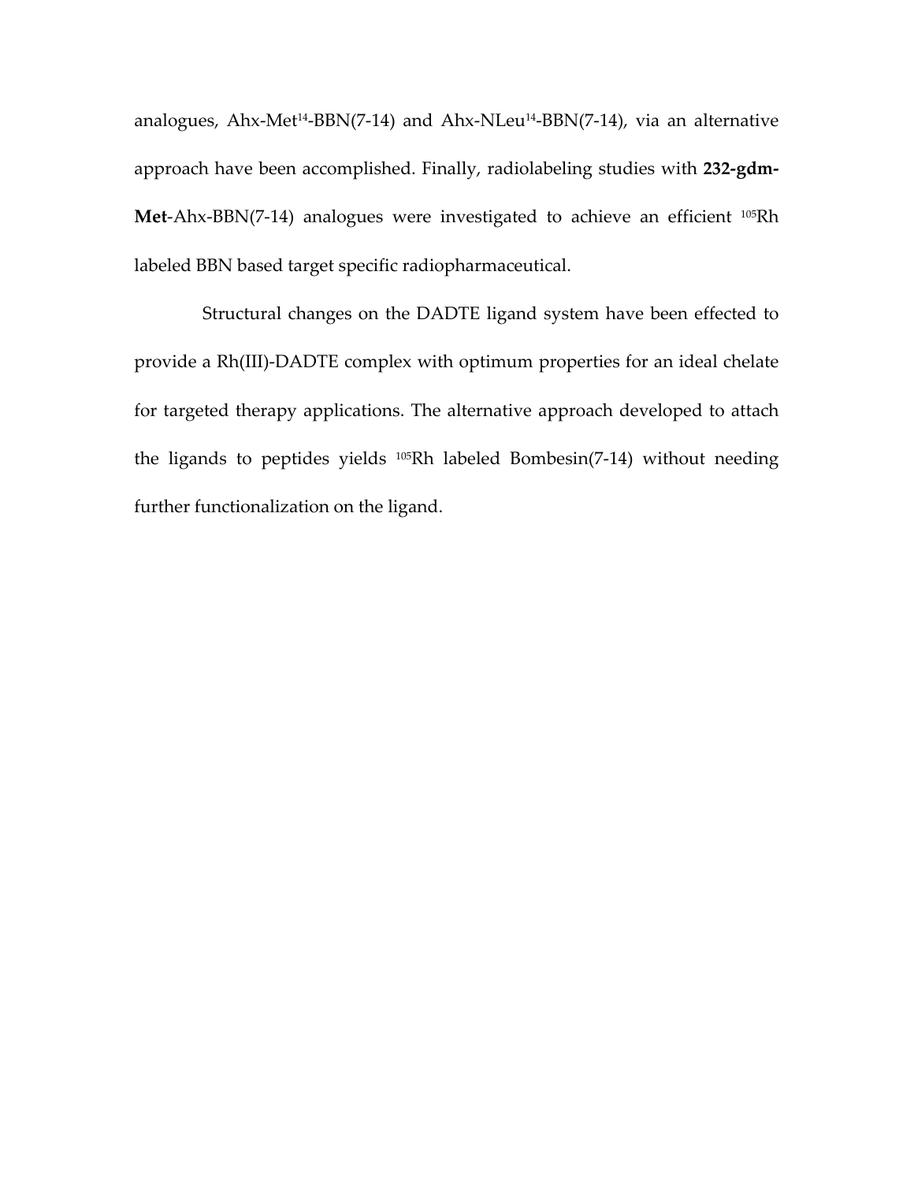analogues, Ahx-Met$^{14}$-BBN(7-14) and Ahx-NLeu$^{14}$-BBN(7-14), via an alternative approach have been accomplished. Finally, radiolabeling studies with **232-gdm-Met**-Ahx-BBN(7-14) analogues were investigated to achieve an efficient $^{105}$Rh labeled BBN based target specific radiopharmaceutical.

Structural changes on the DADTE ligand system have been effected to provide a Rh(III)-DADTE complex with optimum properties for an ideal chelate for targeted therapy applications. The alternative approach developed to attach the ligands to peptides yields $^{105}$Rh labeled Bombesin(7-14) without needing further functionalization on the ligand.